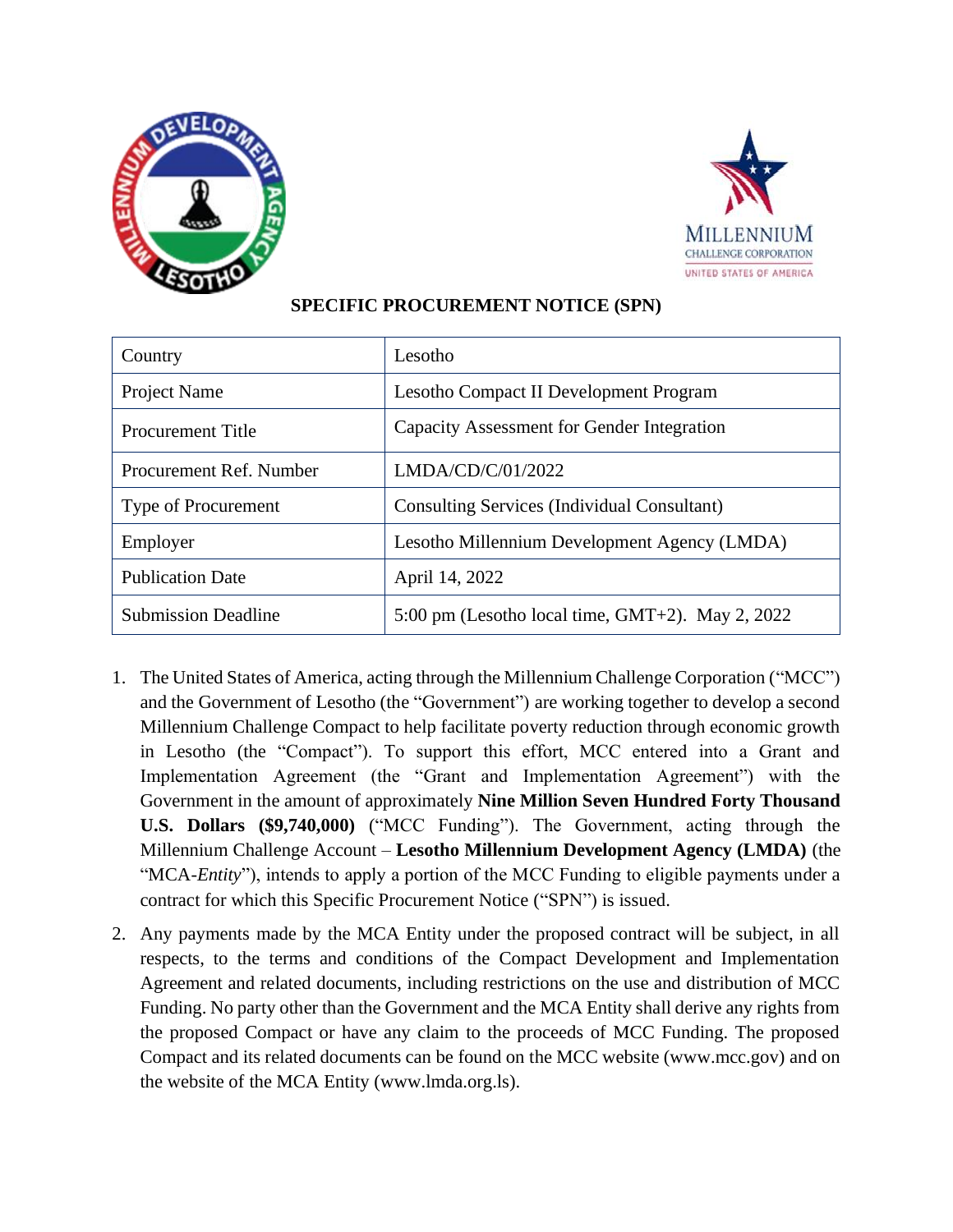# SPECIFIC PROCUREMENT NOTICE (SPN)

| Country | Lesotho |
| --- | --- |
| Project Name | Lesotho Compact II Development Program |
| Procurement Title | Capacity Assessment for Gender Integration |
| Procurement Ref. Number | LMDA/CD/C/01/2022 |
| Type of Procurement | Consulting Services (Individual Consultant) |
| Employer | Lesotho Millennium Development Agency (LMDA) |
| Publication Date | April 14, 2022 |
| Submission Deadline | 5:00 pm (Lesotho local time, GMT+2). May 2, 2022 |

1. The United States of America, acting through the Millennium Challenge Corporation ("MCC") and the Government of Lesotho (the "Government") are working together to develop a second Millennium Challenge Compact to help facilitate poverty reduction through economic growth in Lesotho (the "Compact"). To support this effort, MCC entered into a Grant and Implementation Agreement (the "Grant and Implementation Agreement") with the Government in the amount of approximately **Nine Million Seven Hundred Forty Thousand U.S. Dollars ($9,740,000)** ("MCC Funding"). The Government, acting through the Millennium Challenge Account – **Lesotho Millennium Development Agency (LMDA)** (the "MCA-*Entity*"), intends to apply a portion of the MCC Funding to eligible payments under a contract for which this Specific Procurement Notice ("SPN") is issued.

2. Any payments made by the MCA Entity under the proposed contract will be subject, in all respects, to the terms and conditions of the Compact Development and Implementation Agreement and related documents, including restrictions on the use and distribution of MCC Funding. No party other than the Government and the MCA Entity shall derive any rights from the proposed Compact or have any claim to the proceeds of MCC Funding. The proposed Compact and its related documents can be found on the MCC website (www.mcc.gov) and on the website of the MCA Entity (www.lmda.org.ls).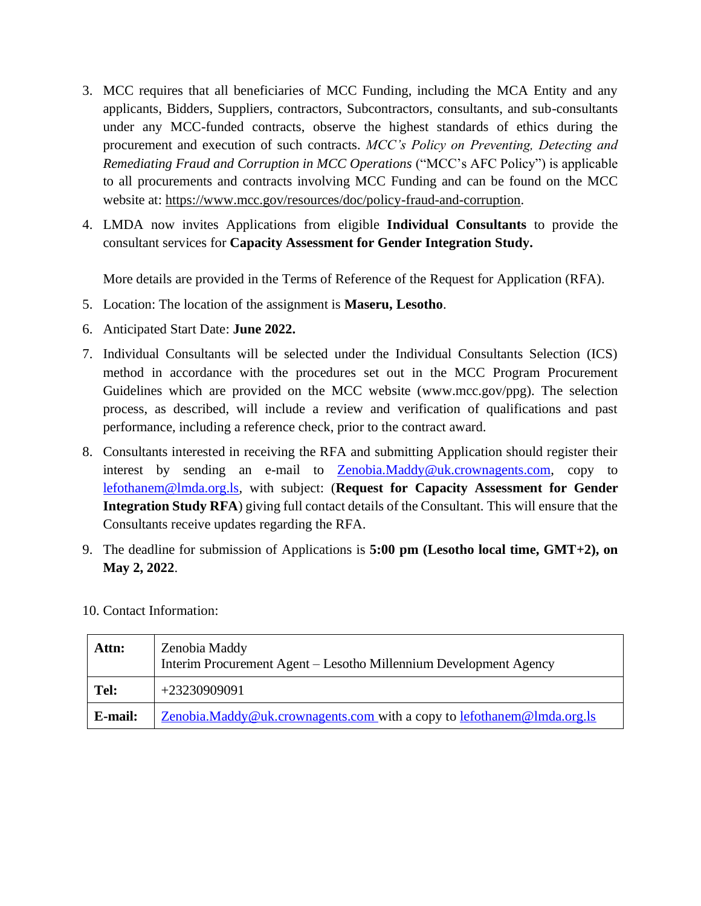3. MCC requires that all beneficiaries of MCC Funding, including the MCA Entity and any applicants, Bidders, Suppliers, contractors, Subcontractors, consultants, and sub-consultants under any MCC-funded contracts, observe the highest standards of ethics during the procurement and execution of such contracts. *MCC's Policy on Preventing, Detecting and Remediating Fraud and Corruption in MCC Operations* ("MCC's AFC Policy") is applicable to all procurements and contracts involving MCC Funding and can be found on the MCC website at: https://www.mcc.gov/resources/doc/policy-fraud-and-corruption.

4. LMDA now invites Applications from eligible **Individual Consultants** to provide the consultant services for **Capacity Assessment for Gender Integration Study.**

   More details are provided in the Terms of Reference of the Request for Application (RFA).

5. Location: The location of the assignment is **Maseru, Lesotho**.

6. Anticipated Start Date: **June 2022.**

7. Individual Consultants will be selected under the Individual Consultants Selection (ICS) method in accordance with the procedures set out in the MCC Program Procurement Guidelines which are provided on the MCC website (www.mcc.gov/ppg). The selection process, as described, will include a review and verification of qualifications and past performance, including a reference check, prior to the contract award.

8. Consultants interested in receiving the RFA and submitting Application should register their interest by sending an e-mail to Zenobia.Maddy@uk.crownagents.com, copy to lefothanem@lmda.org.ls, with subject: (**Request for Capacity Assessment for Gender Integration Study RFA**) giving full contact details of the Consultant. This will ensure that the Consultants receive updates regarding the RFA.

9. The deadline for submission of Applications is **5:00 pm (Lesotho local time, GMT+2), on May 2, 2022**.

10. Contact Information:

| | |
|---|---|
| **Attn:** | Zenobia Maddy<br>Interim Procurement Agent – Lesotho Millennium Development Agency |
| **Tel:** | +23230909091 |
| **E-mail:** | Zenobia.Maddy@uk.crownagents.com with a copy to lefothanem@lmda.org.ls |